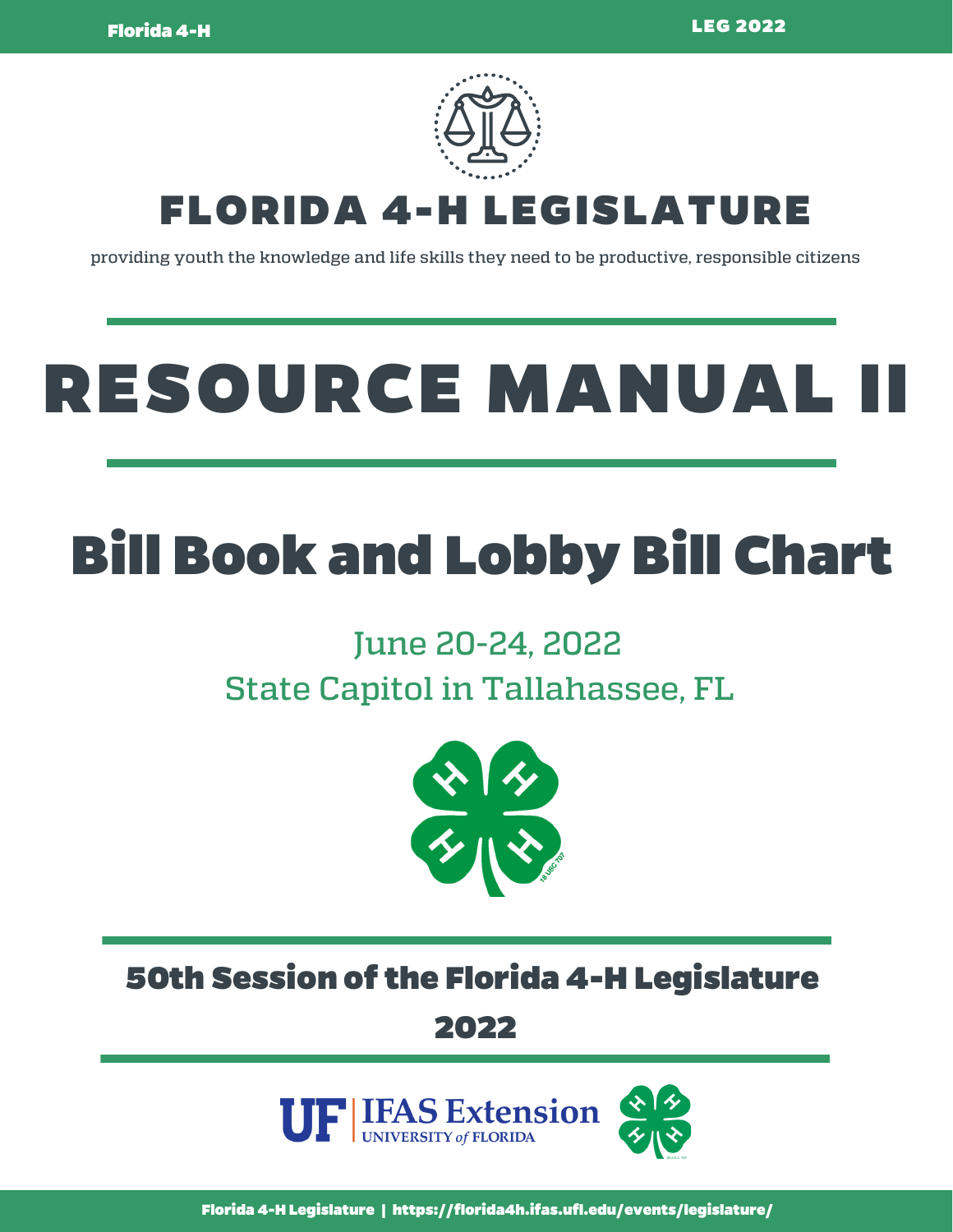# FLORIDA 4-H LEGISLATURE

providing youth the knowledge and life skills they need to be productive, responsible citizens

# RESOURCE MANUAL II

## Bill Book and Lobby Bill Chart

June 20-24, 2022

State Capitol in Tallahassee, FL

### 50th Session of the Florida 4-H Legislature

### 2022

UF | IFAS Extension
UNIVERSITY of FLORIDA

Florida 4-H Legislature | https://florida4h.ifas.ufl.edu/events/legislature/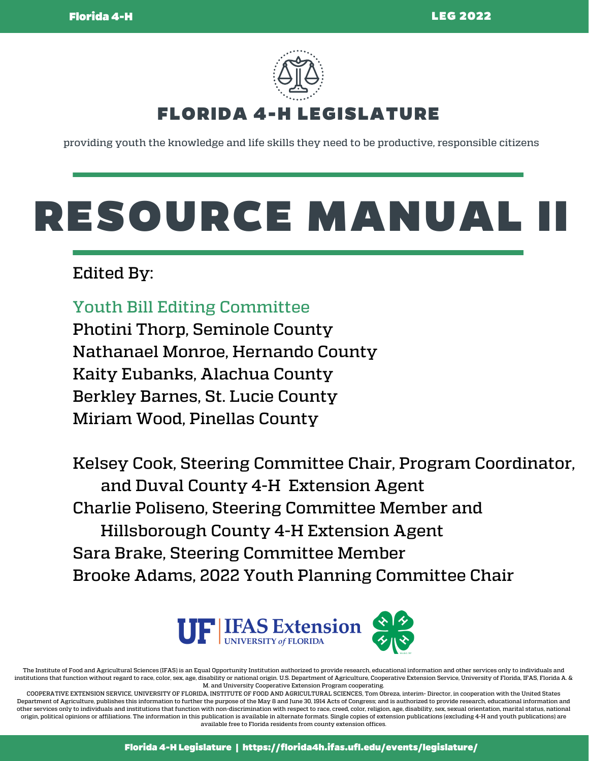# FLORIDA 4-H LEGISLATURE

providing youth the knowledge and life skills they need to be productive, responsible citizens

# RESOURCE MANUAL II

Edited By:

Youth Bill Editing Committee

Photini Thorp, Seminole County

Nathanael Monroe, Hernando County

Kaity Eubanks, Alachua County

Berkley Barnes, St. Lucie County

Miriam Wood, Pinellas County

Kelsey Cook, Steering Committee Chair, Program Coordinator, and Duval County 4-H Extension Agent

Charlie Poliseno, Steering Committee Member and Hillsborough County 4-H Extension Agent

Sara Brake, Steering Committee Member

Brooke Adams, 2022 Youth Planning Committee Chair

The Institute of Food and Agricultural Sciences (IFAS) is an Equal Opportunity Institution authorized to provide research, educational information and other services only to individuals and institutions that function without regard to race, color, sex, age, disability or national origin. U.S. Department of Agriculture, Cooperative Extension Service, University of Florida, IFAS, Florida A. & M. and University Cooperative Extension Program cooperating.

COOPERATIVE EXTENSION SERVICE, UNIVERSITY OF FLORIDA, INSTITUTE OF FOOD AND AGRICULTURAL SCIENCES, Tom Obreza, interim- Director, in cooperation with the United States Department of Agriculture, publishes this information to further the purpose of the May 8 and June 30, 1914 Acts of Congress; and is authorized to provide research, educational information and other services only to individuals and institutions that function with non-discrimination with respect to race, creed, color, religion, age, disability, sex, sexual orientation, marital status, national origin, political opinions or affiliations. The information in this publication is available in alternate formats. Single copies of extension publications (excluding 4-H and youth publications) are available free to Florida residents from county extension offices.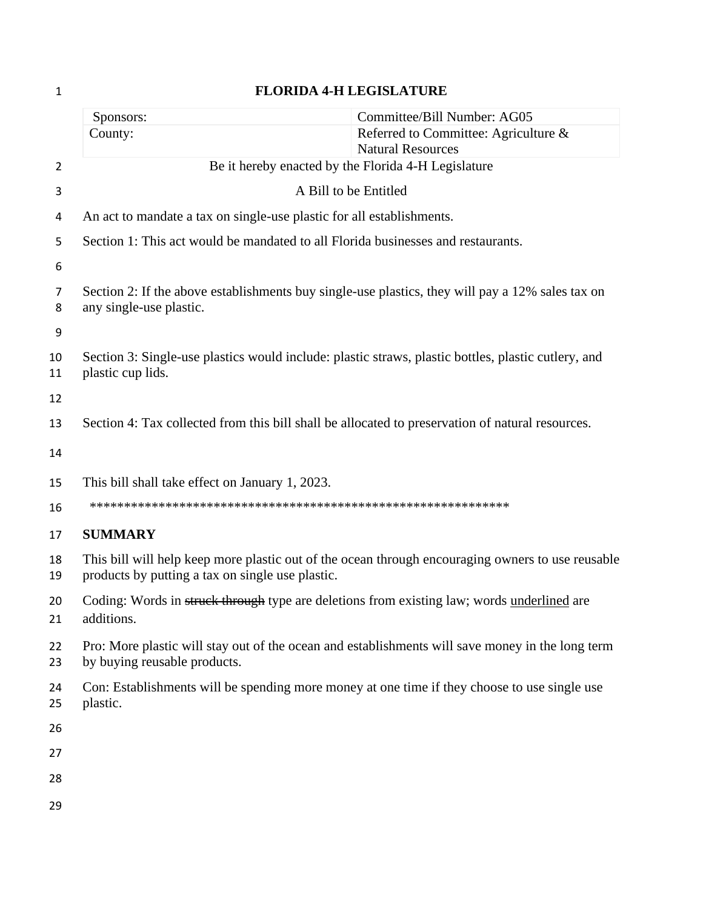# FLORIDA 4-H LEGISLATURE

| Sponsors: | Committee/Bill Number: AG05 |
| --- | --- |
| County: | Referred to Committee: Agriculture & Natural Resources |

Be it hereby enacted by the Florida 4-H Legislature

A Bill to be Entitled

An act to mandate a tax on single-use plastic for all establishments.

Section 1: This act would be mandated to all Florida businesses and restaurants.

Section 2: If the above establishments buy single-use plastics, they will pay a 12% sales tax on any single-use plastic.

Section 3: Single-use plastics would include: plastic straws, plastic bottles, plastic cutlery, and plastic cup lids.

Section 4: Tax collected from this bill shall be allocated to preservation of natural resources.

This bill shall take effect on January 1, 2023.

**************************************************************

**SUMMARY**

This bill will help keep more plastic out of the ocean through encouraging owners to use reusable products by putting a tax on single use plastic.

Coding: Words in ~~struck through~~ type are deletions from existing law; words <u>underlined</u> are additions.

Pro: More plastic will stay out of the ocean and establishments will save money in the long term by buying reusable products.

Con: Establishments will be spending more money at one time if they choose to use single use plastic.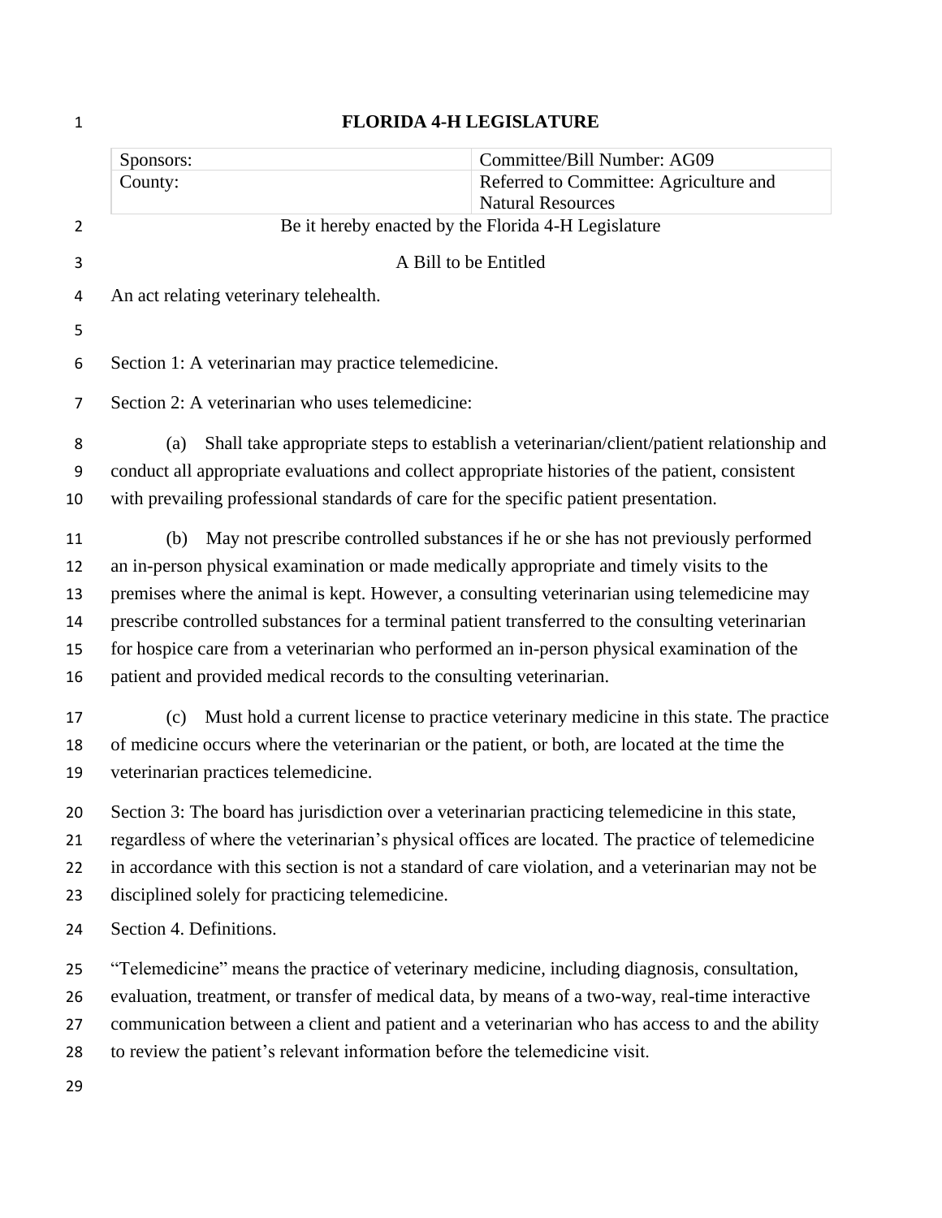# FLORIDA 4-H LEGISLATURE

| Sponsors: | Committee/Bill Number: AG09 |
|---|---|
| County: | Referred to Committee: Agriculture and Natural Resources |

Be it hereby enacted by the Florida 4-H Legislature

A Bill to be Entitled

An act relating veterinary telehealth.

Section 1: A veterinarian may practice telemedicine.

Section 2: A veterinarian who uses telemedicine:

(a) Shall take appropriate steps to establish a veterinarian/client/patient relationship and conduct all appropriate evaluations and collect appropriate histories of the patient, consistent with prevailing professional standards of care for the specific patient presentation.

(b) May not prescribe controlled substances if he or she has not previously performed an in-person physical examination or made medically appropriate and timely visits to the premises where the animal is kept. However, a consulting veterinarian using telemedicine may prescribe controlled substances for a terminal patient transferred to the consulting veterinarian for hospice care from a veterinarian who performed an in-person physical examination of the patient and provided medical records to the consulting veterinarian.

(c) Must hold a current license to practice veterinary medicine in this state. The practice of medicine occurs where the veterinarian or the patient, or both, are located at the time the veterinarian practices telemedicine.

Section 3: The board has jurisdiction over a veterinarian practicing telemedicine in this state, regardless of where the veterinarian's physical offices are located. The practice of telemedicine in accordance with this section is not a standard of care violation, and a veterinarian may not be disciplined solely for practicing telemedicine.

Section 4. Definitions.

"Telemedicine" means the practice of veterinary medicine, including diagnosis, consultation, evaluation, treatment, or transfer of medical data, by means of a two-way, real-time interactive communication between a client and patient and a veterinarian who has access to and the ability to review the patient's relevant information before the telemedicine visit.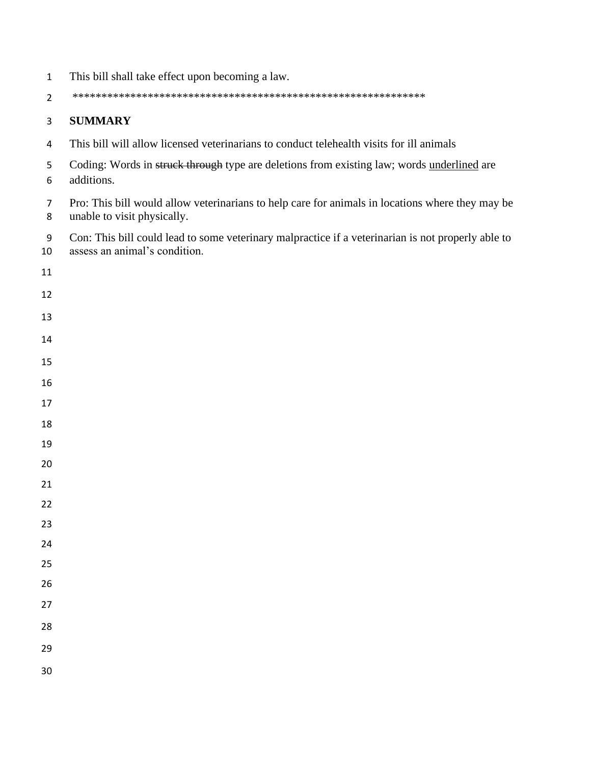This bill shall take effect upon becoming a law.

*************************************************************

**SUMMARY**

This bill will allow licensed veterinarians to conduct telehealth visits for ill animals

Coding: Words in ~~struck through~~ type are deletions from existing law; words <u>underlined</u> are additions.

Pro: This bill would allow veterinarians to help care for animals in locations where they may be unable to visit physically.

Con: This bill could lead to some veterinary malpractice if a veterinarian is not properly able to assess an animal's condition.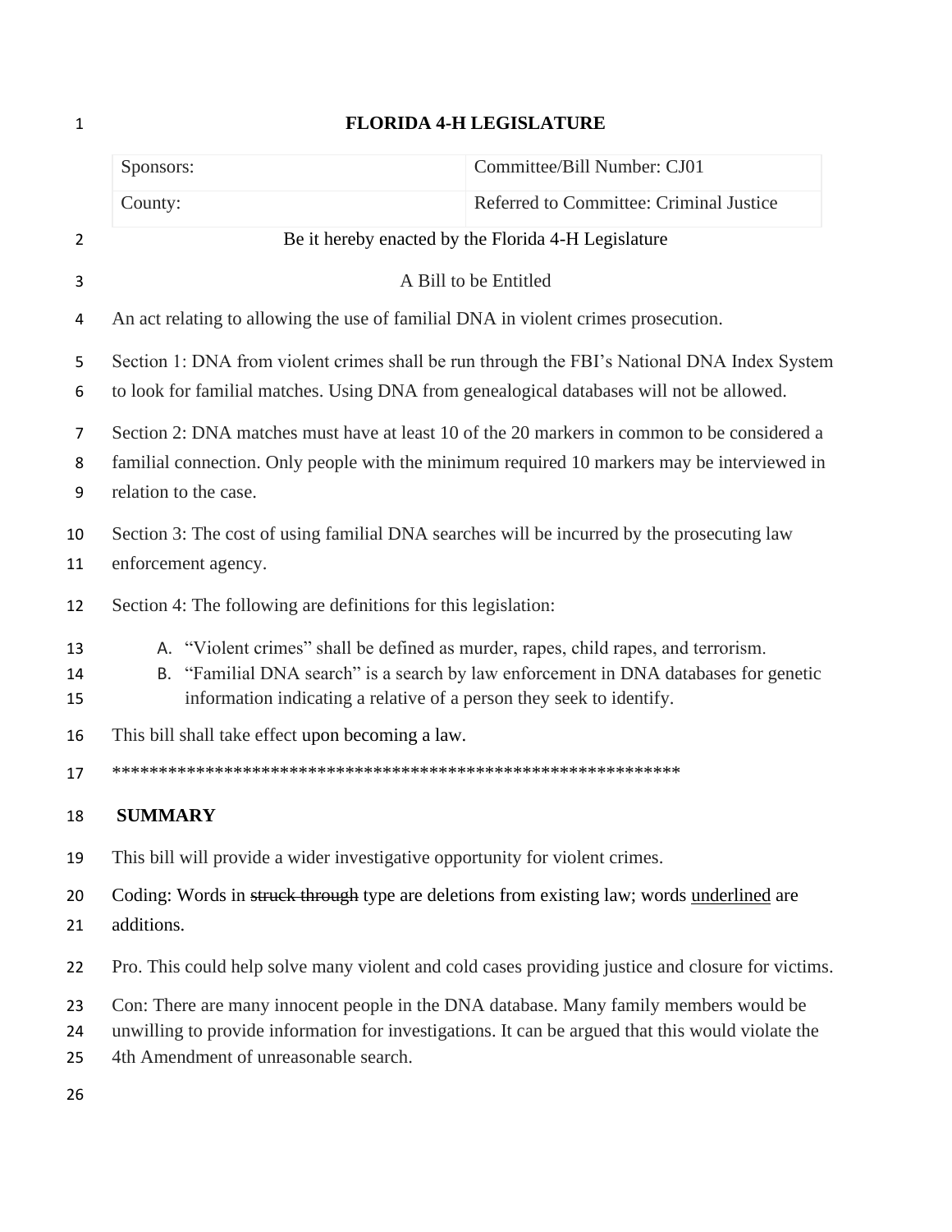**FLORIDA 4-H LEGISLATURE**

| Sponsors: | Committee/Bill Number: CJ01 |
|---|---|
| County: | Referred to Committee: Criminal Justice |

Be it hereby enacted by the Florida 4-H Legislature

A Bill to be Entitled

An act relating to allowing the use of familial DNA in violent crimes prosecution.

Section 1: DNA from violent crimes shall be run through the FBI's National DNA Index System to look for familial matches. Using DNA from genealogical databases will not be allowed.

Section 2: DNA matches must have at least 10 of the 20 markers in common to be considered a familial connection. Only people with the minimum required 10 markers may be interviewed in relation to the case.

Section 3: The cost of using familial DNA searches will be incurred by the prosecuting law enforcement agency.

Section 4: The following are definitions for this legislation:

A. "Violent crimes" shall be defined as murder, rapes, child rapes, and terrorism.
B. "Familial DNA search" is a search by law enforcement in DNA databases for genetic information indicating a relative of a person they seek to identify.

This bill shall take effect upon becoming a law.

**************************************************************

**SUMMARY**

This bill will provide a wider investigative opportunity for violent crimes.

Coding: Words in ~~struck through~~ type are deletions from existing law; words <u>underlined</u> are additions.

Pro. This could help solve many violent and cold cases providing justice and closure for victims.

Con: There are many innocent people in the DNA database. Many family members would be unwilling to provide information for investigations. It can be argued that this would violate the 4th Amendment of unreasonable search.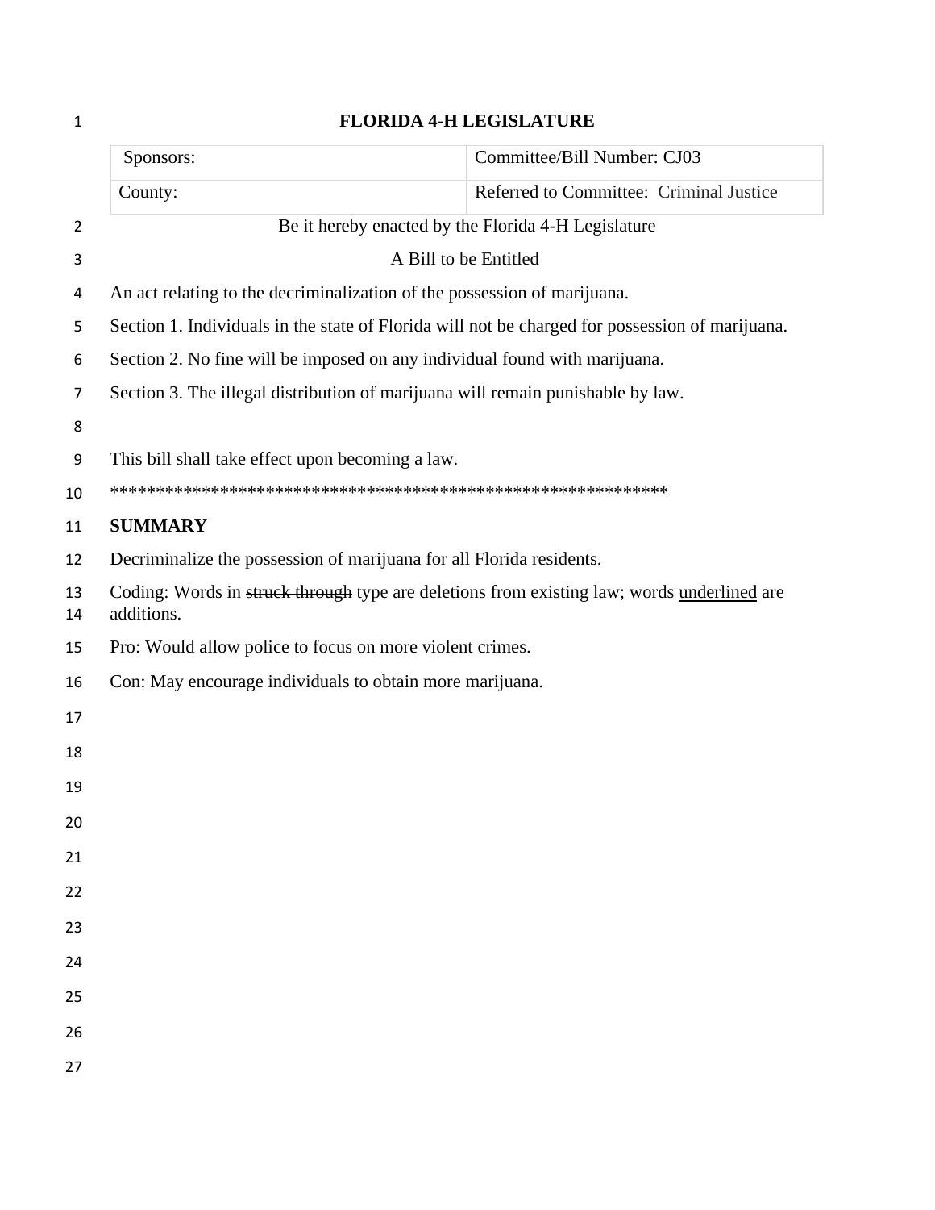**FLORIDA 4-H LEGISLATURE**

| Sponsors: | Committee/Bill Number: CJ03 |
| --- | --- |
| County: | Referred to Committee: Criminal Justice |

Be it hereby enacted by the Florida 4-H Legislature

A Bill to be Entitled

An act relating to the decriminalization of the possession of marijuana.

Section 1. Individuals in the state of Florida will not be charged for possession of marijuana.

Section 2. No fine will be imposed on any individual found with marijuana.

Section 3. The illegal distribution of marijuana will remain punishable by law.

This bill shall take effect upon becoming a law.

**************************************************************

**SUMMARY**

Decriminalize the possession of marijuana for all Florida residents.

Coding: Words in ~~struck through~~ type are deletions from existing law; words <u>underlined</u> are additions.

Pro: Would allow police to focus on more violent crimes.

Con: May encourage individuals to obtain more marijuana.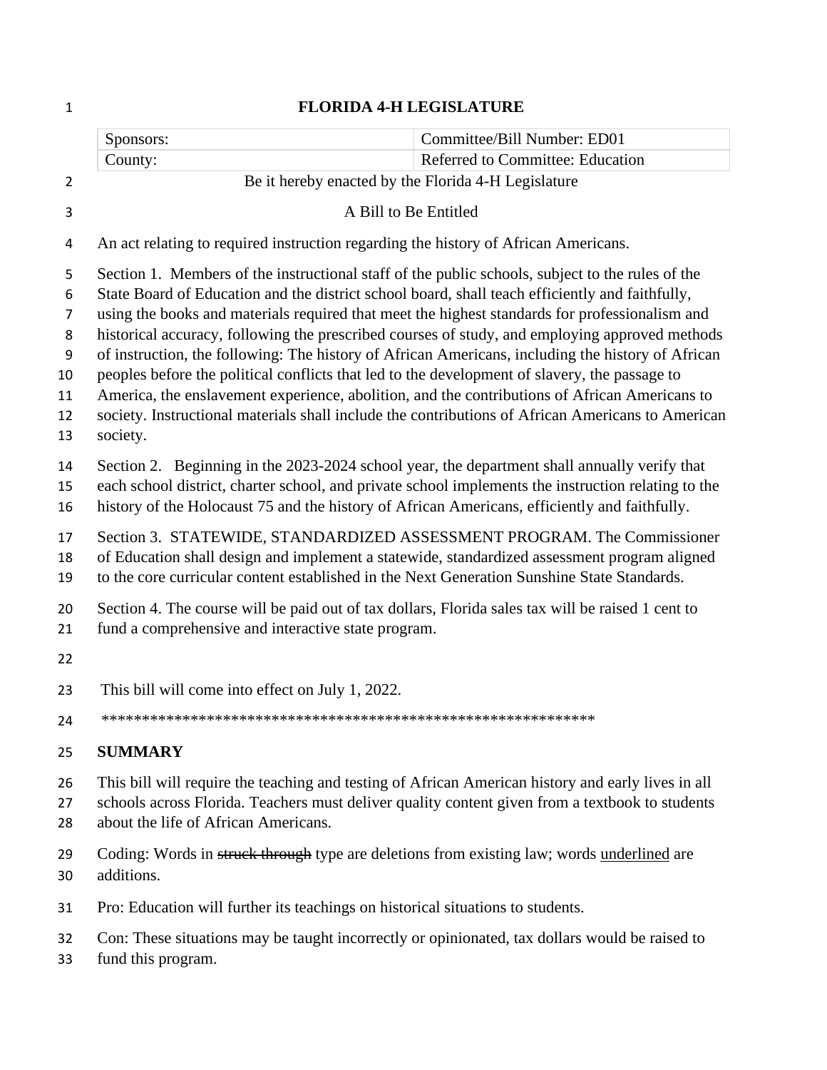# FLORIDA 4-H LEGISLATURE

| Sponsors: | Committee/Bill Number: ED01 |
| --- | --- |
| County: | Referred to Committee: Education |

Be it hereby enacted by the Florida 4-H Legislature

A Bill to Be Entitled

An act relating to required instruction regarding the history of African Americans.

Section 1. Members of the instructional staff of the public schools, subject to the rules of the State Board of Education and the district school board, shall teach efficiently and faithfully, using the books and materials required that meet the highest standards for professionalism and historical accuracy, following the prescribed courses of study, and employing approved methods of instruction, the following: The history of African Americans, including the history of African peoples before the political conflicts that led to the development of slavery, the passage to America, the enslavement experience, abolition, and the contributions of African Americans to society. Instructional materials shall include the contributions of African Americans to American society.

Section 2. Beginning in the 2023-2024 school year, the department shall annually verify that each school district, charter school, and private school implements the instruction relating to the history of the Holocaust 75 and the history of African Americans, efficiently and faithfully.

Section 3. STATEWIDE, STANDARDIZED ASSESSMENT PROGRAM. The Commissioner of Education shall design and implement a statewide, standardized assessment program aligned to the core curricular content established in the Next Generation Sunshine State Standards.

Section 4. The course will be paid out of tax dollars, Florida sales tax will be raised 1 cent to fund a comprehensive and interactive state program.

This bill will come into effect on July 1, 2022.

**************************************************************

**SUMMARY**

This bill will require the teaching and testing of African American history and early lives in all schools across Florida. Teachers must deliver quality content given from a textbook to students about the life of African Americans.

Coding: Words in ~~struck through~~ type are deletions from existing law; words <u>underlined</u> are additions.

Pro: Education will further its teachings on historical situations to students.

Con: These situations may be taught incorrectly or opinionated, tax dollars would be raised to fund this program.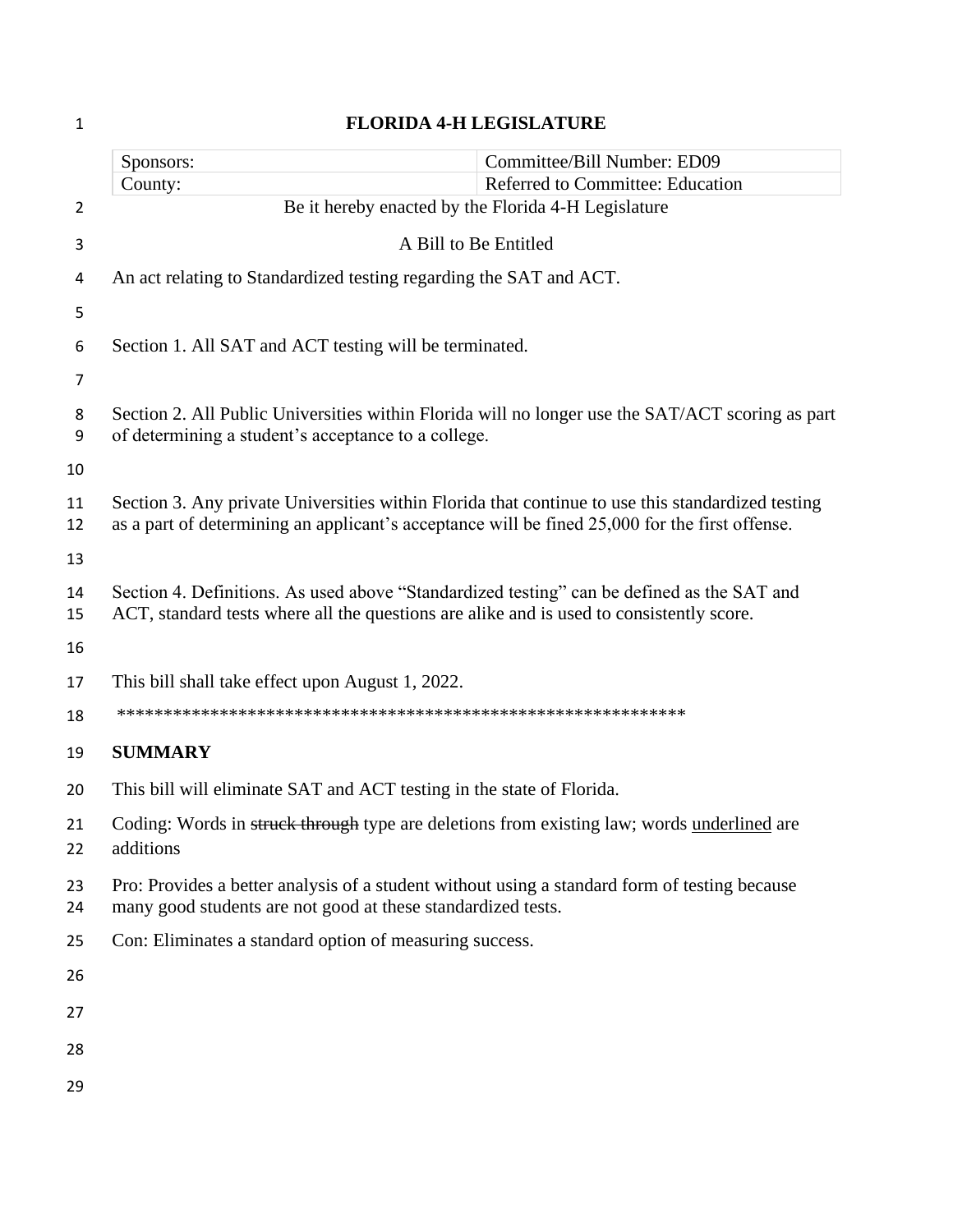**FLORIDA 4-H LEGISLATURE**

| Sponsors: | Committee/Bill Number: ED09 |
|---|---|
| County: | Referred to Committee: Education |

Be it hereby enacted by the Florida 4-H Legislature

A Bill to Be Entitled

An act relating to Standardized testing regarding the SAT and ACT.

Section 1. All SAT and ACT testing will be terminated.

Section 2. All Public Universities within Florida will no longer use the SAT/ACT scoring as part of determining a student's acceptance to a college.

Section 3. Any private Universities within Florida that continue to use this standardized testing as a part of determining an applicant's acceptance will be fined 25,000 for the first offense.

Section 4. Definitions. As used above "Standardized testing" can be defined as the SAT and ACT, standard tests where all the questions are alike and is used to consistently score.

This bill shall take effect upon August 1, 2022.

**************************************************************

**SUMMARY**

This bill will eliminate SAT and ACT testing in the state of Florida.

Coding: Words in ~~struck through~~ type are deletions from existing law; words <u>underlined</u> are additions

Pro: Provides a better analysis of a student without using a standard form of testing because many good students are not good at these standardized tests.

Con: Eliminates a standard option of measuring success.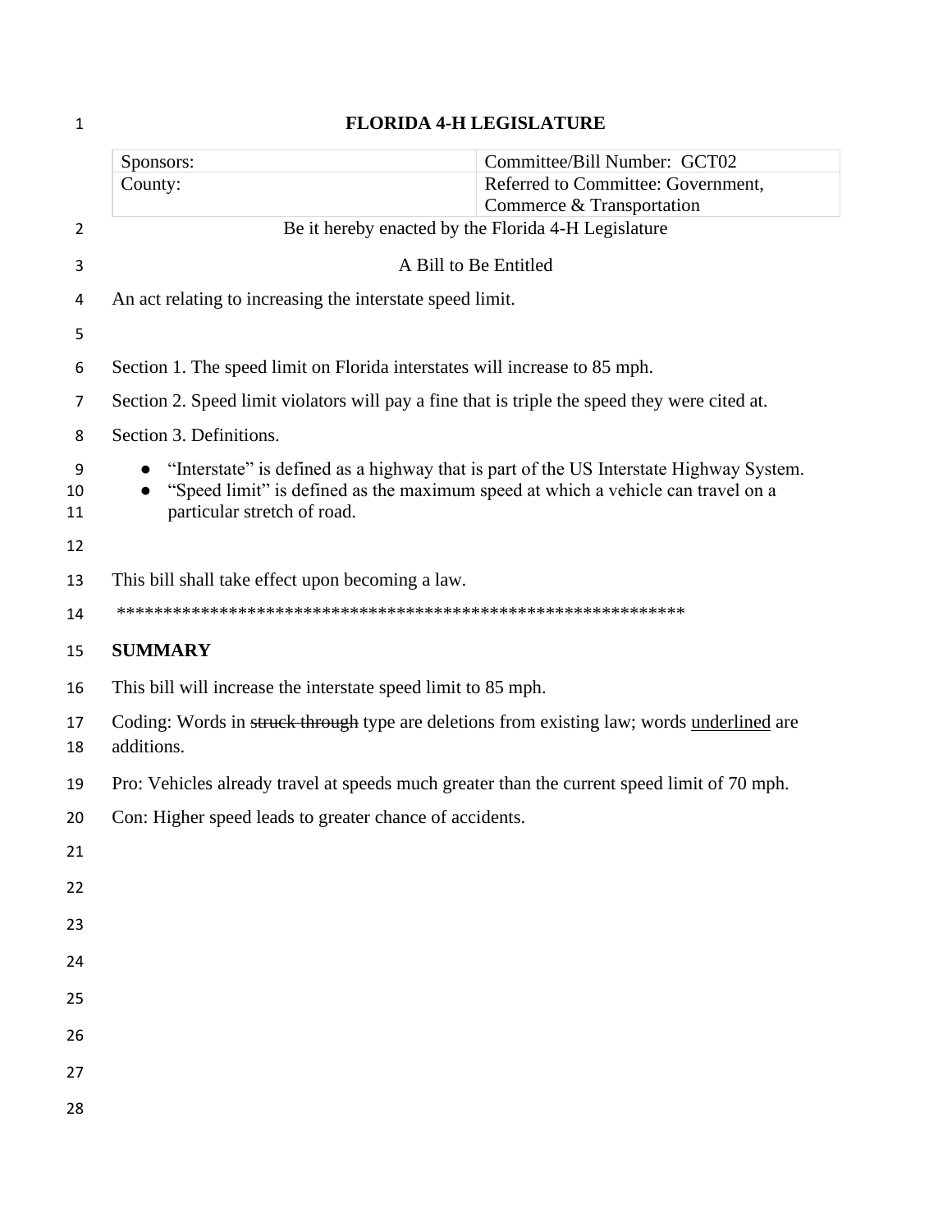# FLORIDA 4-H LEGISLATURE

| Sponsors: | Committee/Bill Number: GCT02 |
|---|---|
| County: | Referred to Committee: Government, Commerce & Transportation |

Be it hereby enacted by the Florida 4-H Legislature

A Bill to Be Entitled

An act relating to increasing the interstate speed limit.

Section 1. The speed limit on Florida interstates will increase to 85 mph.

Section 2. Speed limit violators will pay a fine that is triple the speed they were cited at.

Section 3. Definitions.

- "Interstate" is defined as a highway that is part of the US Interstate Highway System.
- "Speed limit" is defined as the maximum speed at which a vehicle can travel on a particular stretch of road.

This bill shall take effect upon becoming a law.

***************************************************************

**SUMMARY**

This bill will increase the interstate speed limit to 85 mph.

Coding: Words in ~~struck through~~ type are deletions from existing law; words <u>underlined</u> are additions.

Pro: Vehicles already travel at speeds much greater than the current speed limit of 70 mph.

Con: Higher speed leads to greater chance of accidents.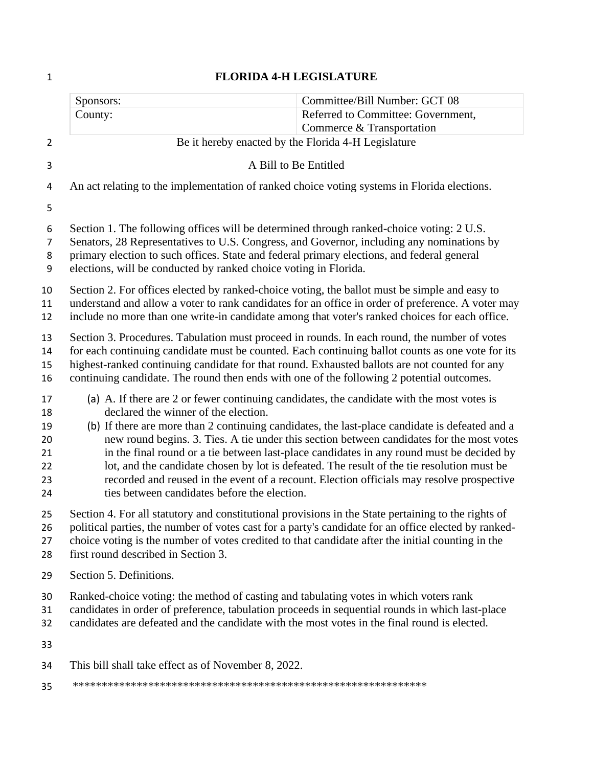# FLORIDA 4-H LEGISLATURE

| Sponsors: | Committee/Bill Number: GCT 08 |
| --- | --- |
| County: | Referred to Committee: Government, Commerce & Transportation |

Be it hereby enacted by the Florida 4-H Legislature

A Bill to Be Entitled

An act relating to the implementation of ranked choice voting systems in Florida elections.

Section 1. The following offices will be determined through ranked-choice voting: 2 U.S. Senators, 28 Representatives to U.S. Congress, and Governor, including any nominations by primary election to such offices. State and federal primary elections, and federal general elections, will be conducted by ranked choice voting in Florida.

Section 2. For offices elected by ranked-choice voting, the ballot must be simple and easy to understand and allow a voter to rank candidates for an office in order of preference. A voter may include no more than one write-in candidate among that voter's ranked choices for each office.

Section 3. Procedures. Tabulation must proceed in rounds. In each round, the number of votes for each continuing candidate must be counted. Each continuing ballot counts as one vote for its highest-ranked continuing candidate for that round. Exhausted ballots are not counted for any continuing candidate. The round then ends with one of the following 2 potential outcomes.

(a) A. If there are 2 or fewer continuing candidates, the candidate with the most votes is declared the winner of the election.

(b) If there are more than 2 continuing candidates, the last-place candidate is defeated and a new round begins. 3. Ties. A tie under this section between candidates for the most votes in the final round or a tie between last-place candidates in any round must be decided by lot, and the candidate chosen by lot is defeated. The result of the tie resolution must be recorded and reused in the event of a recount. Election officials may resolve prospective ties between candidates before the election.

Section 4. For all statutory and constitutional provisions in the State pertaining to the rights of political parties, the number of votes cast for a party's candidate for an office elected by ranked-choice voting is the number of votes credited to that candidate after the initial counting in the first round described in Section 3.

Section 5. Definitions.

Ranked-choice voting: the method of casting and tabulating votes in which voters rank candidates in order of preference, tabulation proceeds in sequential rounds in which last-place candidates are defeated and the candidate with the most votes in the final round is elected.

This bill shall take effect as of November 8, 2022.

*************************************************************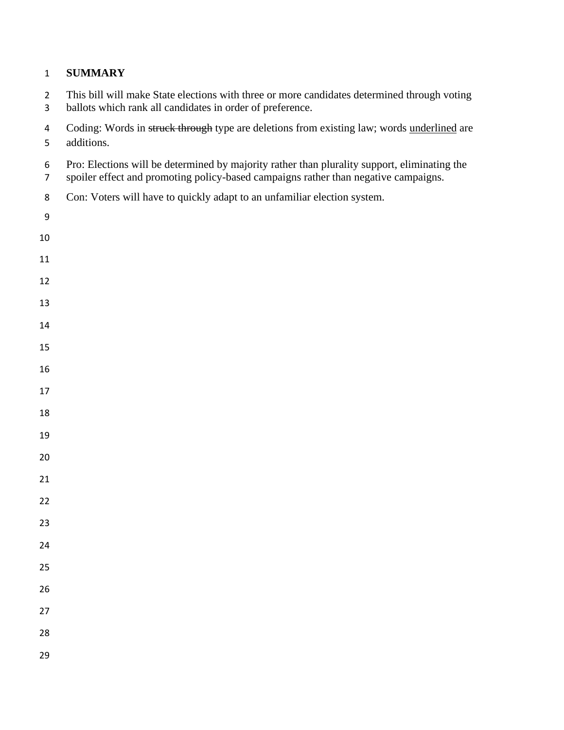**SUMMARY**

This bill will make State elections with three or more candidates determined through voting ballots which rank all candidates in order of preference.

Coding: Words in ~~struck through~~ type are deletions from existing law; words <u>underlined</u> are additions.

Pro: Elections will be determined by majority rather than plurality support, eliminating the spoiler effect and promoting policy-based campaigns rather than negative campaigns.

Con: Voters will have to quickly adapt to an unfamiliar election system.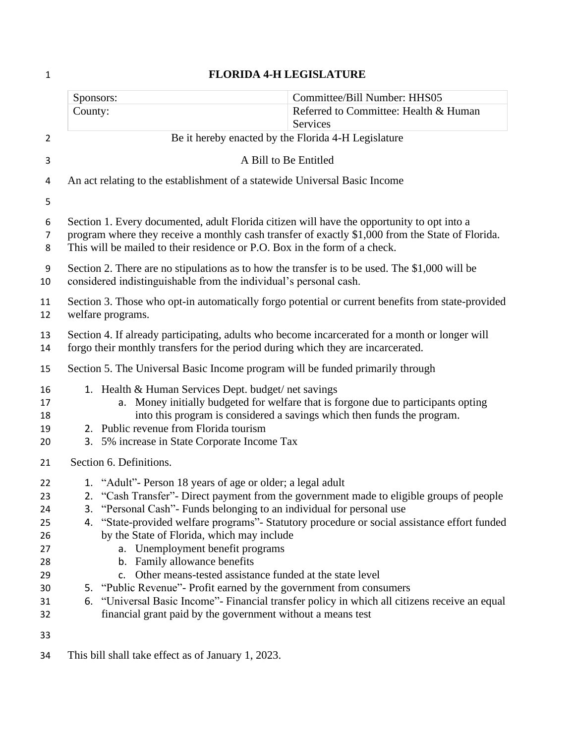# FLORIDA 4-H LEGISLATURE

| Sponsors: | Committee/Bill Number: HHS05 |
|---|---|
| County: | Referred to Committee: Health & Human Services |

Be it hereby enacted by the Florida 4-H Legislature

A Bill to Be Entitled

An act relating to the establishment of a statewide Universal Basic Income

Section 1. Every documented, adult Florida citizen will have the opportunity to opt into a program where they receive a monthly cash transfer of exactly $1,000 from the State of Florida. This will be mailed to their residence or P.O. Box in the form of a check.

Section 2. There are no stipulations as to how the transfer is to be used. The $1,000 will be considered indistinguishable from the individual's personal cash.

Section 3. Those who opt-in automatically forgo potential or current benefits from state-provided welfare programs.

Section 4. If already participating, adults who become incarcerated for a month or longer will forgo their monthly transfers for the period during which they are incarcerated.

Section 5. The Universal Basic Income program will be funded primarily through

1. Health & Human Services Dept. budget/ net savings
   a. Money initially budgeted for welfare that is forgone due to participants opting into this program is considered a savings which then funds the program.
2. Public revenue from Florida tourism
3. 5% increase in State Corporate Income Tax

Section 6. Definitions.

1. "Adult"- Person 18 years of age or older; a legal adult
2. "Cash Transfer"- Direct payment from the government made to eligible groups of people
3. "Personal Cash"- Funds belonging to an individual for personal use
4. "State-provided welfare programs"- Statutory procedure or social assistance effort funded by the State of Florida, which may include
   a. Unemployment benefit programs
   b. Family allowance benefits
   c. Other means-tested assistance funded at the state level
5. "Public Revenue"- Profit earned by the government from consumers
6. "Universal Basic Income"- Financial transfer policy in which all citizens receive an equal financial grant paid by the government without a means test

This bill shall take effect as of January 1, 2023.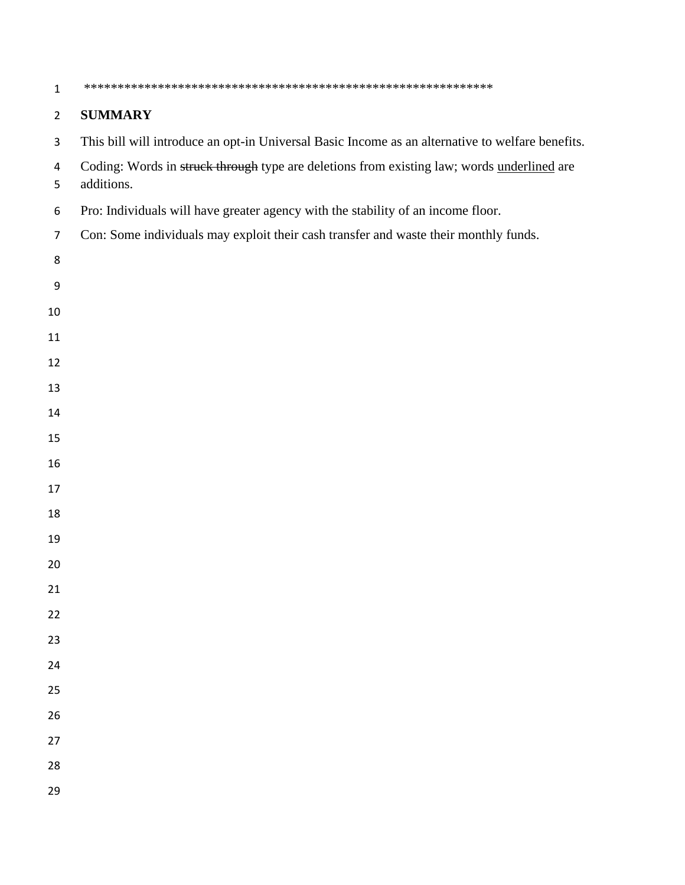************************************************************

**SUMMARY**

This bill will introduce an opt-in Universal Basic Income as an alternative to welfare benefits.

Coding: Words in ~~struck through~~ type are deletions from existing law; words <u>underlined</u> are additions.

Pro: Individuals will have greater agency with the stability of an income floor.

Con: Some individuals may exploit their cash transfer and waste their monthly funds.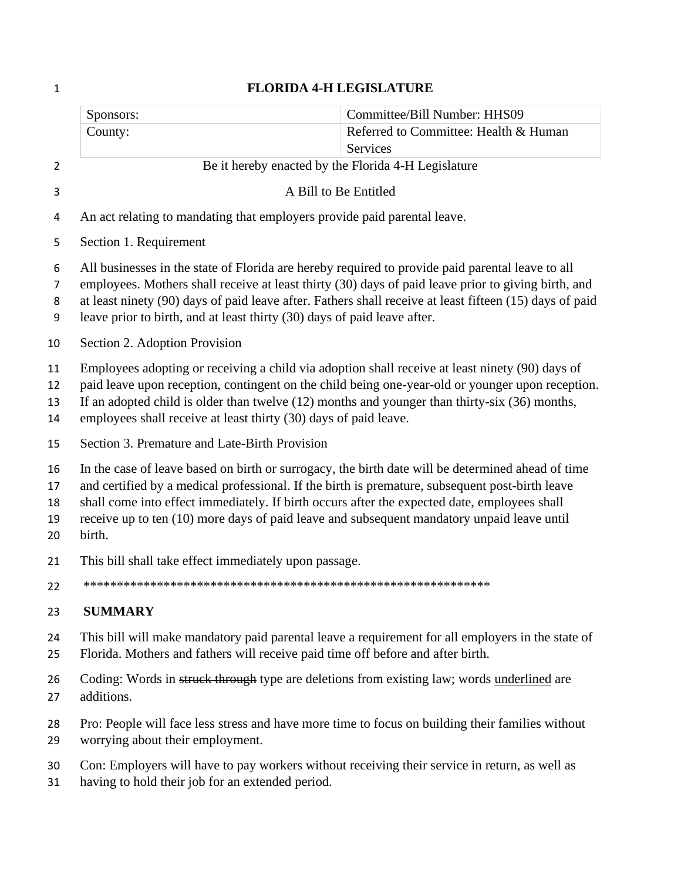# FLORIDA 4-H LEGISLATURE

| Sponsors: | Committee/Bill Number: HHS09 |
| --- | --- |
| County: | Referred to Committee: Health & Human Services |

Be it hereby enacted by the Florida 4-H Legislature

A Bill to Be Entitled

An act relating to mandating that employers provide paid parental leave.

Section 1. Requirement

All businesses in the state of Florida are hereby required to provide paid parental leave to all employees. Mothers shall receive at least thirty (30) days of paid leave prior to giving birth, and at least ninety (90) days of paid leave after. Fathers shall receive at least fifteen (15) days of paid leave prior to birth, and at least thirty (30) days of paid leave after.

Section 2. Adoption Provision

Employees adopting or receiving a child via adoption shall receive at least ninety (90) days of paid leave upon reception, contingent on the child being one-year-old or younger upon reception. If an adopted child is older than twelve (12) months and younger than thirty-six (36) months, employees shall receive at least thirty (30) days of paid leave.

Section 3. Premature and Late-Birth Provision

In the case of leave based on birth or surrogacy, the birth date will be determined ahead of time and certified by a medical professional. If the birth is premature, subsequent post-birth leave shall come into effect immediately. If birth occurs after the expected date, employees shall receive up to ten (10) more days of paid leave and subsequent mandatory unpaid leave until birth.

This bill shall take effect immediately upon passage.

**************************************************************

**SUMMARY**

This bill will make mandatory paid parental leave a requirement for all employers in the state of Florida. Mothers and fathers will receive paid time off before and after birth.

Coding: Words in ~~struck through~~ type are deletions from existing law; words <u>underlined</u> are additions.

Pro: People will face less stress and have more time to focus on building their families without worrying about their employment.

Con: Employers will have to pay workers without receiving their service in return, as well as having to hold their job for an extended period.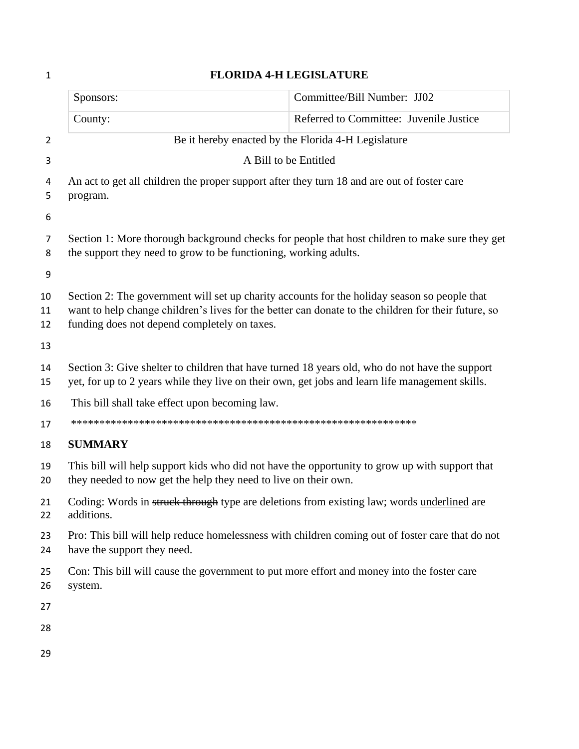# FLORIDA 4-H LEGISLATURE

| Sponsors: | Committee/Bill Number: JJ02 |
|---|---|
| County: | Referred to Committee: Juvenile Justice |

Be it hereby enacted by the Florida 4-H Legislature

A Bill to be Entitled

An act to get all children the proper support after they turn 18 and are out of foster care program.

Section 1: More thorough background checks for people that host children to make sure they get the support they need to grow to be functioning, working adults.

Section 2: The government will set up charity accounts for the holiday season so people that want to help change children's lives for the better can donate to the children for their future, so funding does not depend completely on taxes.

Section 3: Give shelter to children that have turned 18 years old, who do not have the support yet, for up to 2 years while they live on their own, get jobs and learn life management skills.

This bill shall take effect upon becoming law.

**************************************************************

**SUMMARY**

This bill will help support kids who did not have the opportunity to grow up with support that they needed to now get the help they need to live on their own.

Coding: Words in ~~struck through~~ type are deletions from existing law; words <u>underlined</u> are additions.

Pro: This bill will help reduce homelessness with children coming out of foster care that do not have the support they need.

Con: This bill will cause the government to put more effort and money into the foster care system.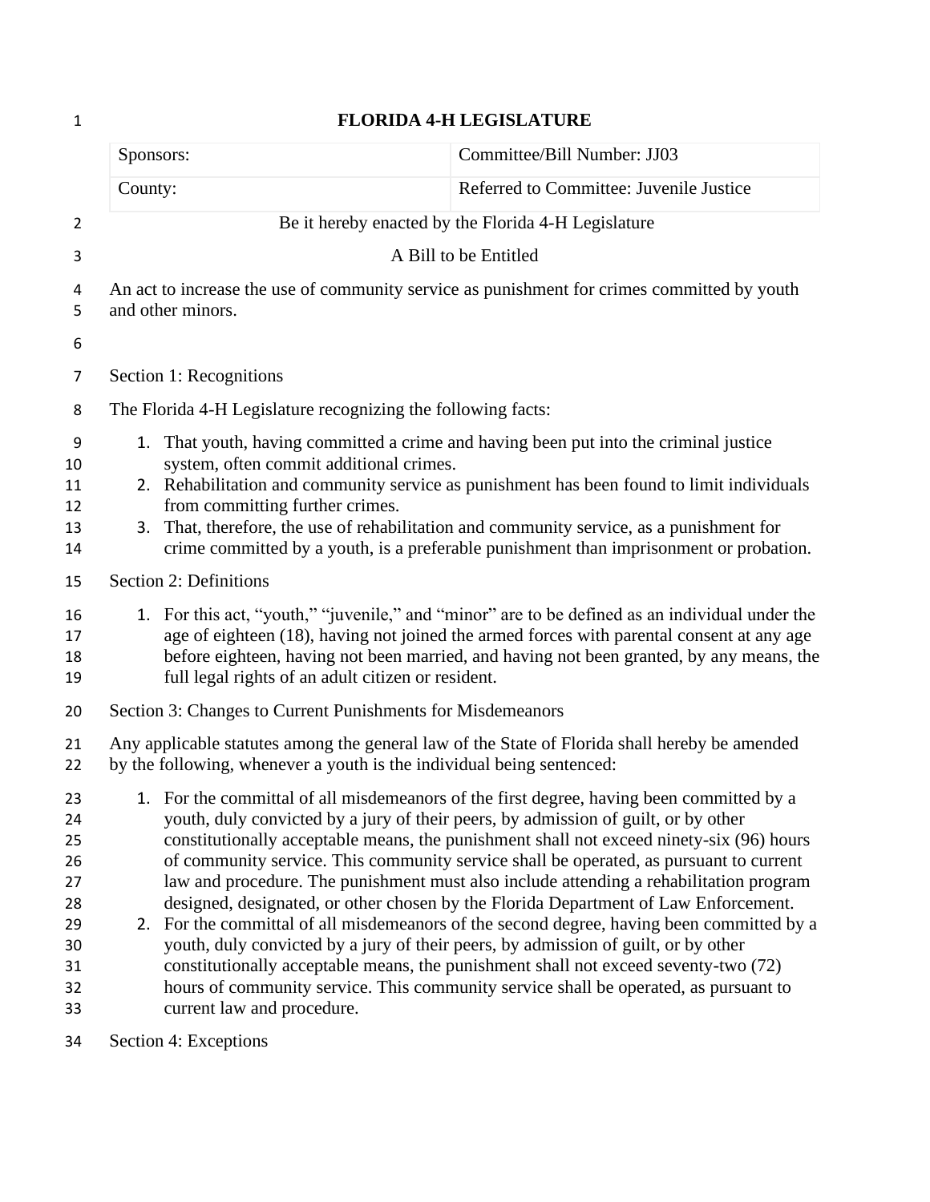# FLORIDA 4-H LEGISLATURE

| Sponsors: | Committee/Bill Number: JJ03 |
| --- | --- |
| County: | Referred to Committee: Juvenile Justice |

Be it hereby enacted by the Florida 4-H Legislature

A Bill to be Entitled

An act to increase the use of community service as punishment for crimes committed by youth and other minors.

Section 1: Recognitions

The Florida 4-H Legislature recognizing the following facts:

1. That youth, having committed a crime and having been put into the criminal justice system, often commit additional crimes.
2. Rehabilitation and community service as punishment has been found to limit individuals from committing further crimes.
3. That, therefore, the use of rehabilitation and community service, as a punishment for crime committed by a youth, is a preferable punishment than imprisonment or probation.

Section 2: Definitions

1. For this act, "youth," "juvenile," and "minor" are to be defined as an individual under the age of eighteen (18), having not joined the armed forces with parental consent at any age before eighteen, having not been married, and having not been granted, by any means, the full legal rights of an adult citizen or resident.

Section 3: Changes to Current Punishments for Misdemeanors

Any applicable statutes among the general law of the State of Florida shall hereby be amended by the following, whenever a youth is the individual being sentenced:

1. For the committal of all misdemeanors of the first degree, having been committed by a youth, duly convicted by a jury of their peers, by admission of guilt, or by other constitutionally acceptable means, the punishment shall not exceed ninety-six (96) hours of community service. This community service shall be operated, as pursuant to current law and procedure. The punishment must also include attending a rehabilitation program designed, designated, or other chosen by the Florida Department of Law Enforcement.
2. For the committal of all misdemeanors of the second degree, having been committed by a youth, duly convicted by a jury of their peers, by admission of guilt, or by other constitutionally acceptable means, the punishment shall not exceed seventy-two (72) hours of community service. This community service shall be operated, as pursuant to current law and procedure.

Section 4: Exceptions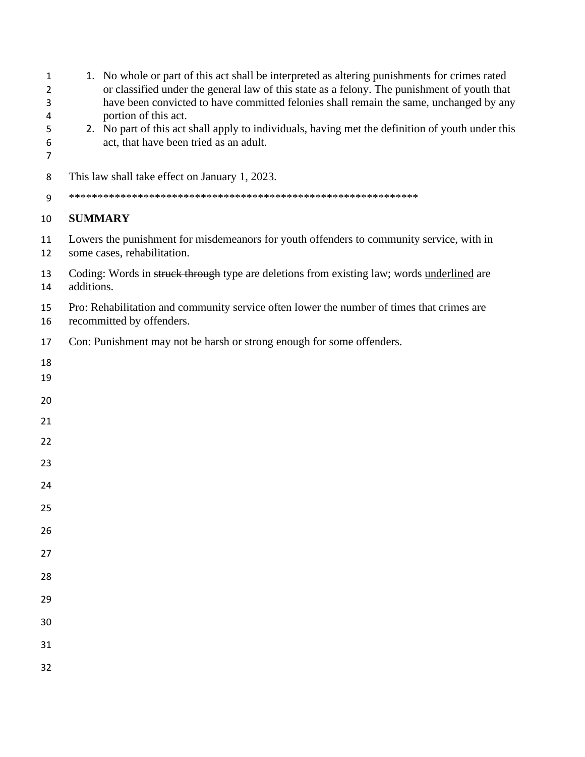1. No whole or part of this act shall be interpreted as altering punishments for crimes rated or classified under the general law of this state as a felony. The punishment of youth that have been convicted to have committed felonies shall remain the same, unchanged by any portion of this act.
2. No part of this act shall apply to individuals, having met the definition of youth under this act, that have been tried as an adult.

This law shall take effect on January 1, 2023.

***************************************************************

**SUMMARY**

Lowers the punishment for misdemeanors for youth offenders to community service, with in some cases, rehabilitation.

Coding: Words in ~~struck through~~ type are deletions from existing law; words <u>underlined</u> are additions.

Pro: Rehabilitation and community service often lower the number of times that crimes are recommitted by offenders.

Con: Punishment may not be harsh or strong enough for some offenders.